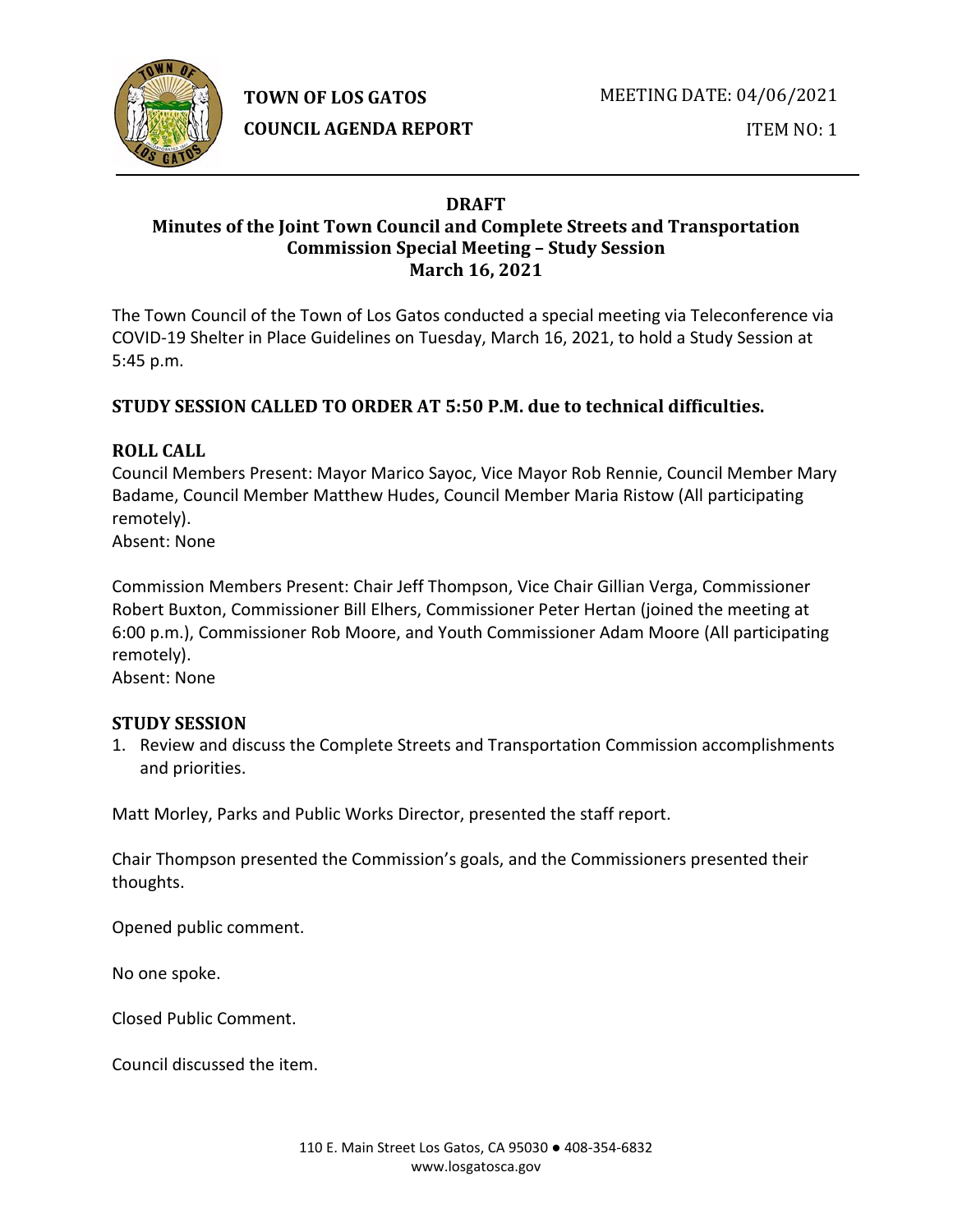**TOWN OF LOS GATOS**
**COUNCIL AGENDA REPORT**

MEETING DATE: 04/06/2021

ITEM NO: 1

# DRAFT
## Minutes of the Joint Town Council and Complete Streets and Transportation Commission Special Meeting – Study Session
## March 16, 2021

The Town Council of the Town of Los Gatos conducted a special meeting via Teleconference via COVID-19 Shelter in Place Guidelines on Tuesday, March 16, 2021, to hold a Study Session at 5:45 p.m.

### STUDY SESSION CALLED TO ORDER AT 5:50 P.M. due to technical difficulties.

### ROLL CALL

Council Members Present: Mayor Marico Sayoc, Vice Mayor Rob Rennie, Council Member Mary Badame, Council Member Matthew Hudes, Council Member Maria Ristow (All participating remotely).
Absent: None

Commission Members Present: Chair Jeff Thompson, Vice Chair Gillian Verga, Commissioner Robert Buxton, Commissioner Bill Elhers, Commissioner Peter Hertan (joined the meeting at 6:00 p.m.), Commissioner Rob Moore, and Youth Commissioner Adam Moore (All participating remotely).
Absent: None

### STUDY SESSION

1. Review and discuss the Complete Streets and Transportation Commission accomplishments and priorities.

Matt Morley, Parks and Public Works Director, presented the staff report.

Chair Thompson presented the Commission's goals, and the Commissioners presented their thoughts.

Opened public comment.

No one spoke.

Closed Public Comment.

Council discussed the item.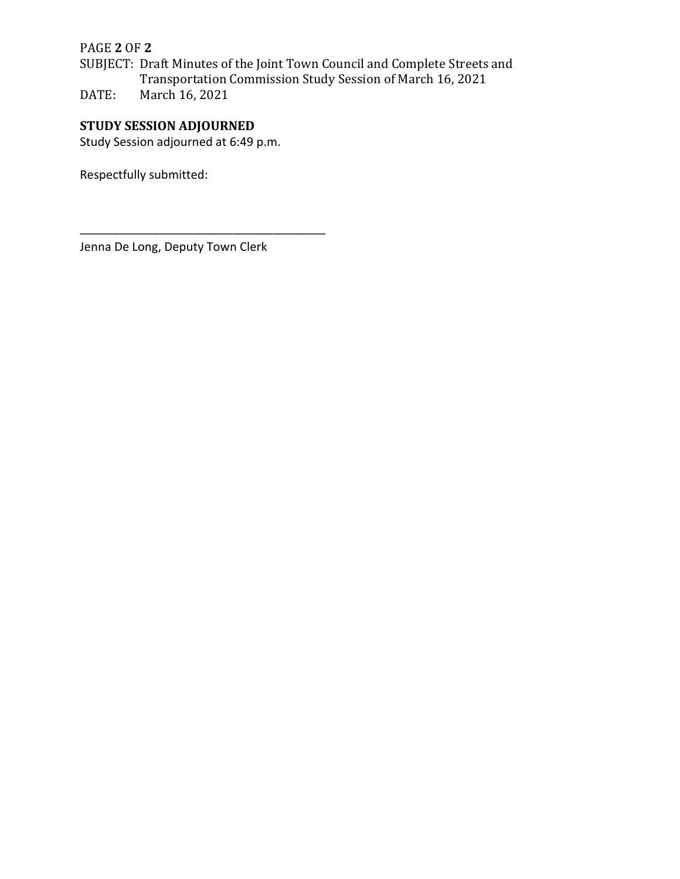## STUDY SESSION ADJOURNED

Study Session adjourned at 6:49 p.m.

Respectfully submitted:

\_\_\_\_\_\_\_\_\_\_\_\_\_\_\_\_\_\_\_\_\_\_\_\_\_\_\_\_\_\_\_\_\_\_\_\_\_\_\_\_

Jenna De Long, Deputy Town Clerk